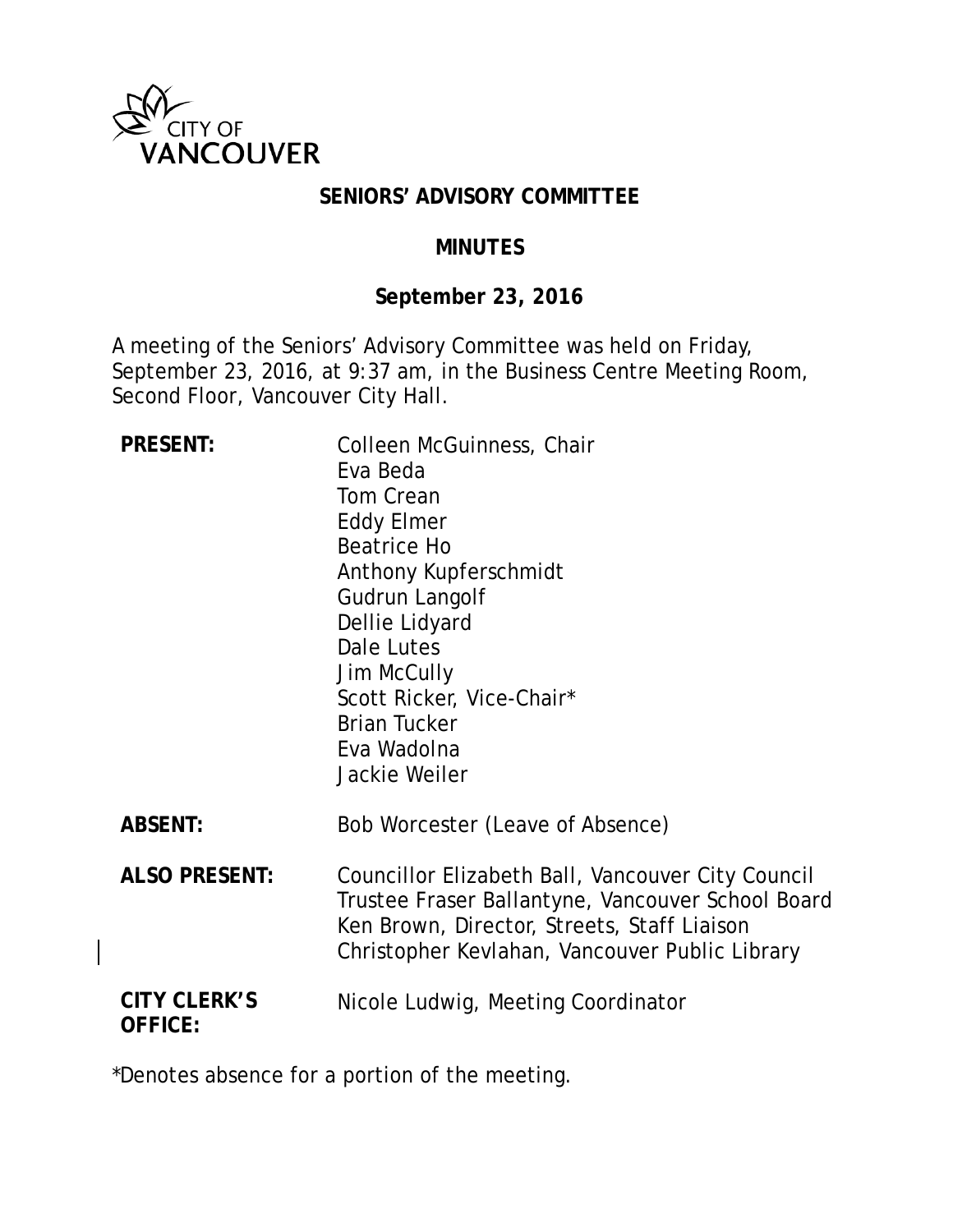CITY OF VANCOUVER

# SENIORS' ADVISORY COMMITTEE

## MINUTES

### September 23, 2016

A meeting of the Seniors' Advisory Committee was held on Friday, September 23, 2016, at 9:37 am, in the Business Centre Meeting Room, Second Floor, Vancouver City Hall.

| | |
|---|---|
| **PRESENT:** | Colleen McGuinness, Chair<br>Eva Beda<br>Tom Crean<br>Eddy Elmer<br>Beatrice Ho<br>Anthony Kupferschmidt<br>Gudrun Langolf<br>Dellie Lidyard<br>Dale Lutes<br>Jim McCully<br>Scott Ricker, Vice-Chair*<br>Brian Tucker<br>Eva Wadolna<br>Jackie Weiler |
| **ABSENT:** | Bob Worcester (Leave of Absence) |
| **ALSO PRESENT:** | Councillor Elizabeth Ball, Vancouver City Council<br>Trustee Fraser Ballantyne, Vancouver School Board<br>Ken Brown, Director, Streets, Staff Liaison<br>Christopher Kevlahan, Vancouver Public Library |
| **CITY CLERK'S OFFICE:** | Nicole Ludwig, Meeting Coordinator |

*Denotes absence for a portion of the meeting.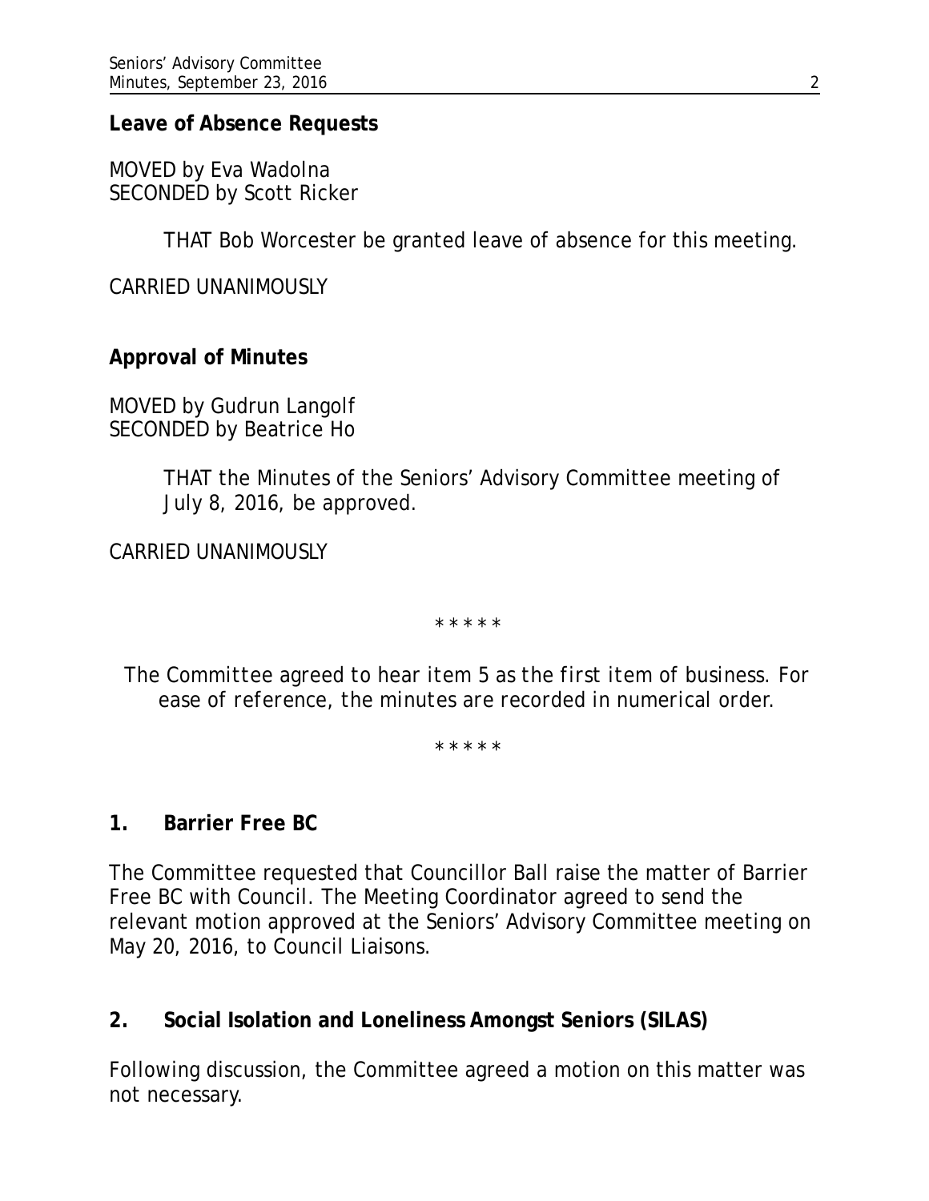**Leave of Absence Requests**

MOVED by Eva Wadolna
SECONDED by Scott Ricker

> THAT Bob Worcester be granted leave of absence for this meeting.

CARRIED UNANIMOUSLY

**Approval of Minutes**

MOVED by Gudrun Langolf
SECONDED by Beatrice Ho

> THAT the Minutes of the Seniors' Advisory Committee meeting of July 8, 2016, be approved.

CARRIED UNANIMOUSLY

\* \* \* \* \*

*The Committee agreed to hear item 5 as the first item of business. For ease of reference, the minutes are recorded in numerical order.*

\* \* \* \* \*

## 1. Barrier Free BC

The Committee requested that Councillor Ball raise the matter of Barrier Free BC with Council. The Meeting Coordinator agreed to send the relevant motion approved at the Seniors' Advisory Committee meeting on May 20, 2016, to Council Liaisons.

## 2. Social Isolation and Loneliness Amongst Seniors (SILAS)

Following discussion, the Committee agreed a motion on this matter was not necessary.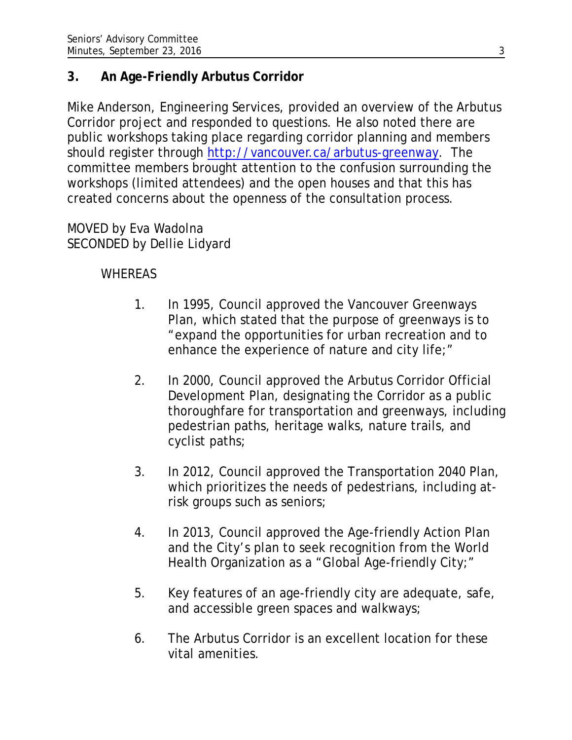## 3. An Age-Friendly Arbutus Corridor

Mike Anderson, Engineering Services, provided an overview of the Arbutus Corridor project and responded to questions. He also noted there are public workshops taking place regarding corridor planning and members should register through http://vancouver.ca/arbutus-greenway. The committee members brought attention to the confusion surrounding the workshops (limited attendees) and the open houses and that this has created concerns about the openness of the consultation process.

MOVED by Eva Wadolna
SECONDED by Dellie Lidyard

WHEREAS

1. In 1995, Council approved the Vancouver Greenways Plan, which stated that the purpose of greenways is to "expand the opportunities for urban recreation and to enhance the experience of nature and city life;"

2. In 2000, Council approved the Arbutus Corridor Official Development Plan, designating the Corridor as a public thoroughfare for transportation and greenways, including pedestrian paths, heritage walks, nature trails, and cyclist paths;

3. In 2012, Council approved the Transportation 2040 Plan, which prioritizes the needs of pedestrians, including at-risk groups such as seniors;

4. In 2013, Council approved the Age-friendly Action Plan and the City's plan to seek recognition from the World Health Organization as a "Global Age-friendly City;"

5. Key features of an age-friendly city are adequate, safe, and accessible green spaces and walkways;

6. The Arbutus Corridor is an excellent location for these vital amenities.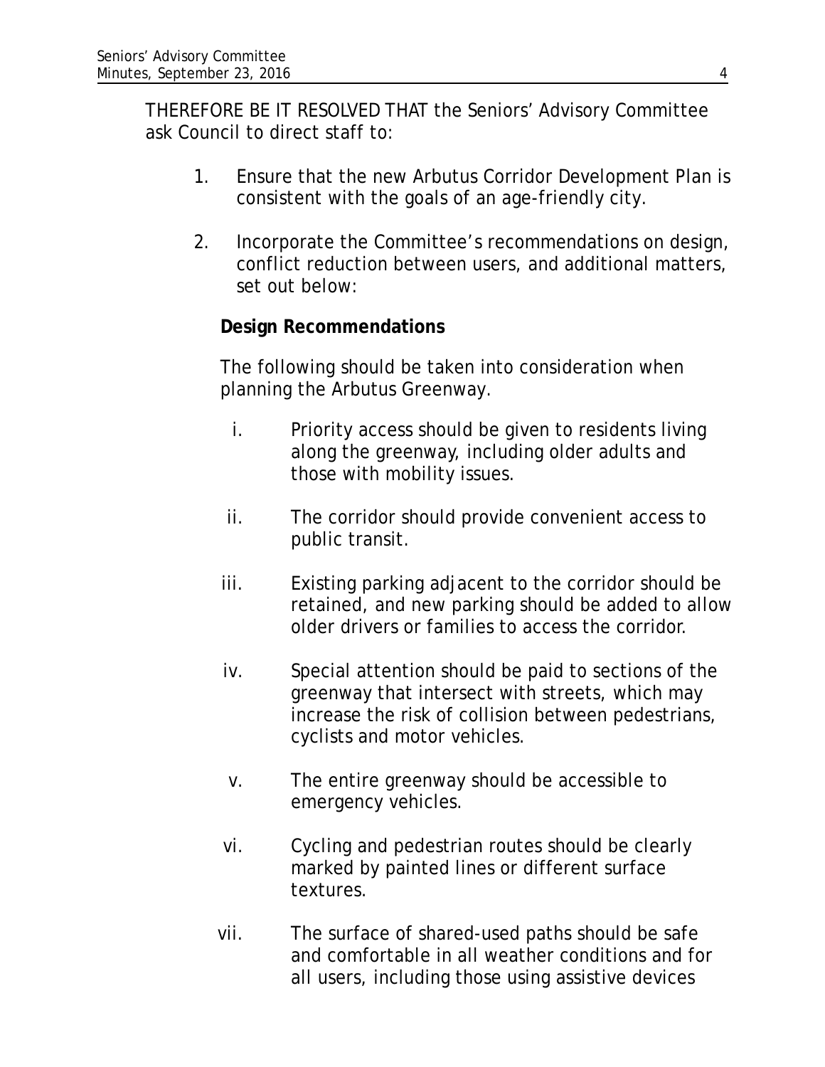THEREFORE BE IT RESOLVED THAT the Seniors' Advisory Committee ask Council to direct staff to:

1. Ensure that the new Arbutus Corridor Development Plan is consistent with the goals of an age-friendly city.

2. Incorporate the Committee's recommendations on design, conflict reduction between users, and additional matters, set out below:

   **Design Recommendations**

   The following should be taken into consideration when planning the Arbutus Greenway.

   i. Priority access should be given to residents living along the greenway, including older adults and those with mobility issues.

   ii. The corridor should provide convenient access to public transit.

   iii. Existing parking adjacent to the corridor should be retained, and new parking should be added to allow older drivers or families to access the corridor.

   iv. Special attention should be paid to sections of the greenway that intersect with streets, which may increase the risk of collision between pedestrians, cyclists and motor vehicles.

   v. The entire greenway should be accessible to emergency vehicles.

   vi. Cycling and pedestrian routes should be clearly marked by painted lines or different surface textures.

   vii. The surface of shared-used paths should be safe and comfortable in all weather conditions and for all users, including those using assistive devices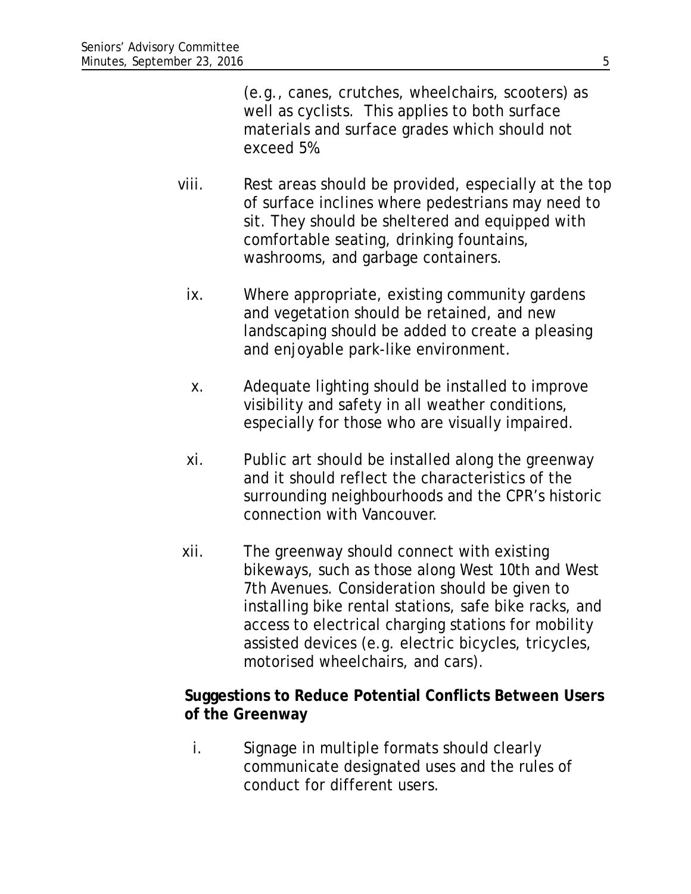(e.g., canes, crutches, wheelchairs, scooters) as well as cyclists. This applies to both surface materials and surface grades which should not exceed 5%.

viii. Rest areas should be provided, especially at the top of surface inclines where pedestrians may need to sit. They should be sheltered and equipped with comfortable seating, drinking fountains, washrooms, and garbage containers.

ix. Where appropriate, existing community gardens and vegetation should be retained, and new landscaping should be added to create a pleasing and enjoyable park-like environment.

x. Adequate lighting should be installed to improve visibility and safety in all weather conditions, especially for those who are visually impaired.

xi. Public art should be installed along the greenway and it should reflect the characteristics of the surrounding neighbourhoods and the CPR's historic connection with Vancouver.

xii. The greenway should connect with existing bikeways, such as those along West 10th and West 7th Avenues. Consideration should be given to installing bike rental stations, safe bike racks, and access to electrical charging stations for mobility assisted devices (e.g. electric bicycles, tricycles, motorised wheelchairs, and cars).

**Suggestions to Reduce Potential Conflicts Between Users of the Greenway**

i. Signage in multiple formats should clearly communicate designated uses and the rules of conduct for different users.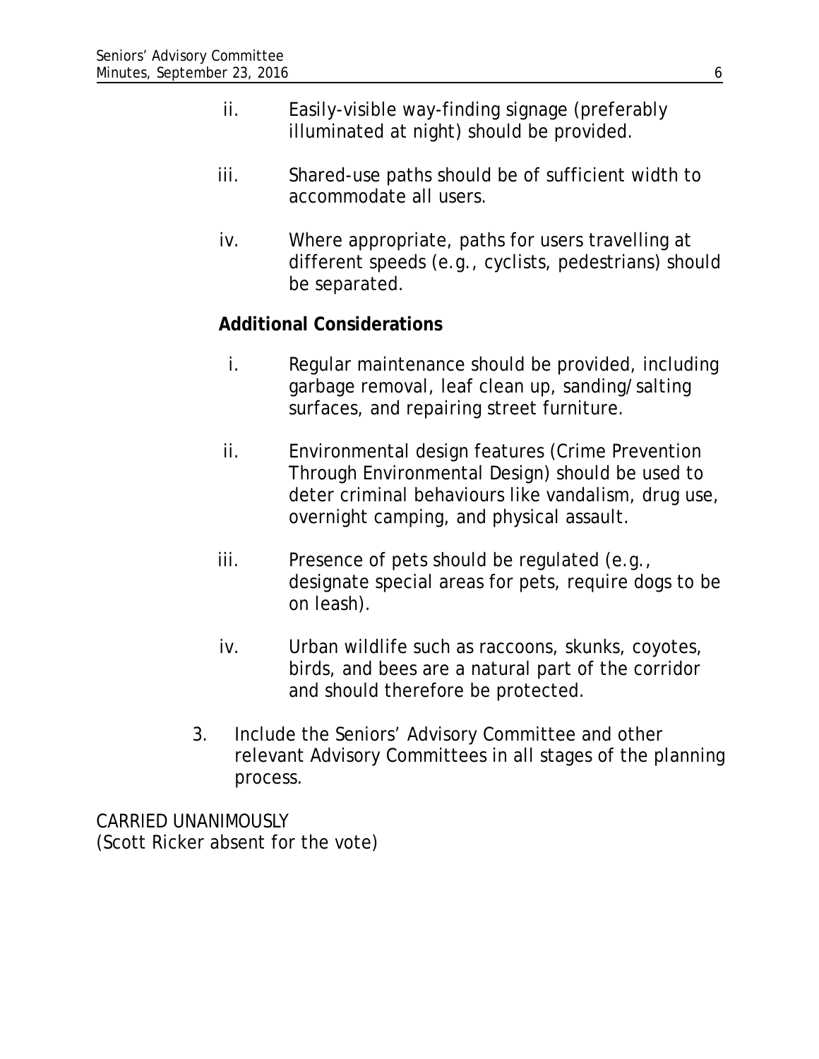ii. Easily-visible way-finding signage (preferably illuminated at night) should be provided.

iii. Shared-use paths should be of sufficient width to accommodate all users.

iv. Where appropriate, paths for users travelling at different speeds (e.g., cyclists, pedestrians) should be separated.

**Additional Considerations**

i. Regular maintenance should be provided, including garbage removal, leaf clean up, sanding/salting surfaces, and repairing street furniture.

ii. Environmental design features (Crime Prevention Through Environmental Design) should be used to deter criminal behaviours like vandalism, drug use, overnight camping, and physical assault.

iii. Presence of pets should be regulated (e.g., designate special areas for pets, require dogs to be on leash).

iv. Urban wildlife such as raccoons, skunks, coyotes, birds, and bees are a natural part of the corridor and should therefore be protected.

3. Include the Seniors' Advisory Committee and other relevant Advisory Committees in all stages of the planning process.

CARRIED UNANIMOUSLY
(Scott Ricker absent for the vote)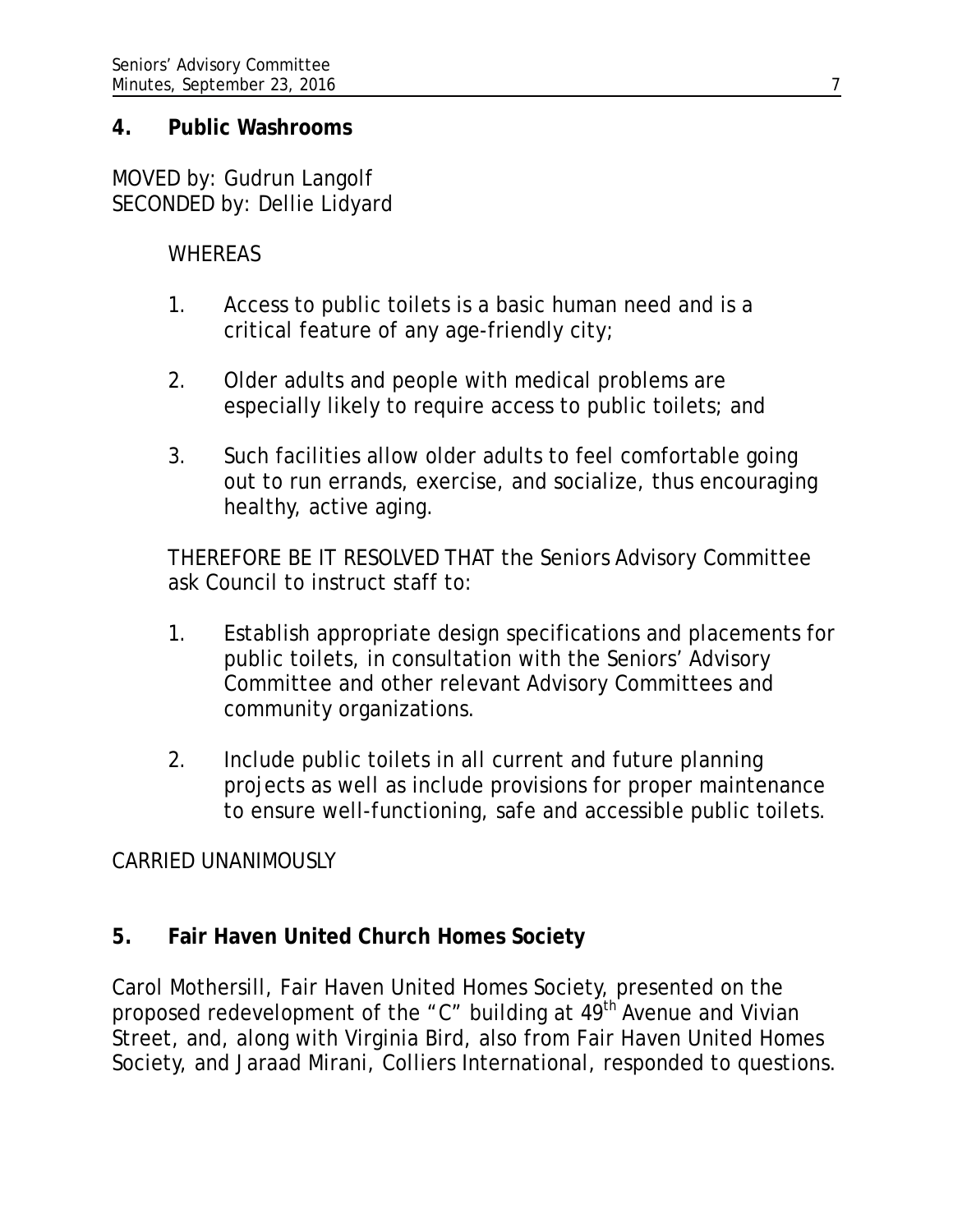## 4. Public Washrooms

MOVED by: Gudrun Langolf
SECONDED by: Dellie Lidyard

WHEREAS

1. Access to public toilets is a basic human need and is a critical feature of any age-friendly city;

2. Older adults and people with medical problems are especially likely to require access to public toilets; and

3. Such facilities allow older adults to feel comfortable going out to run errands, exercise, and socialize, thus encouraging healthy, active aging.

THEREFORE BE IT RESOLVED THAT the Seniors Advisory Committee ask Council to instruct staff to:

1. Establish appropriate design specifications and placements for public toilets, in consultation with the Seniors' Advisory Committee and other relevant Advisory Committees and community organizations.

2. Include public toilets in all current and future planning projects as well as include provisions for proper maintenance to ensure well-functioning, safe and accessible public toilets.

CARRIED UNANIMOUSLY

## 5. Fair Haven United Church Homes Society

Carol Mothersill, Fair Haven United Homes Society, presented on the proposed redevelopment of the "C" building at 49th Avenue and Vivian Street, and, along with Virginia Bird, also from Fair Haven United Homes Society, and Jaraad Mirani, Colliers International, responded to questions.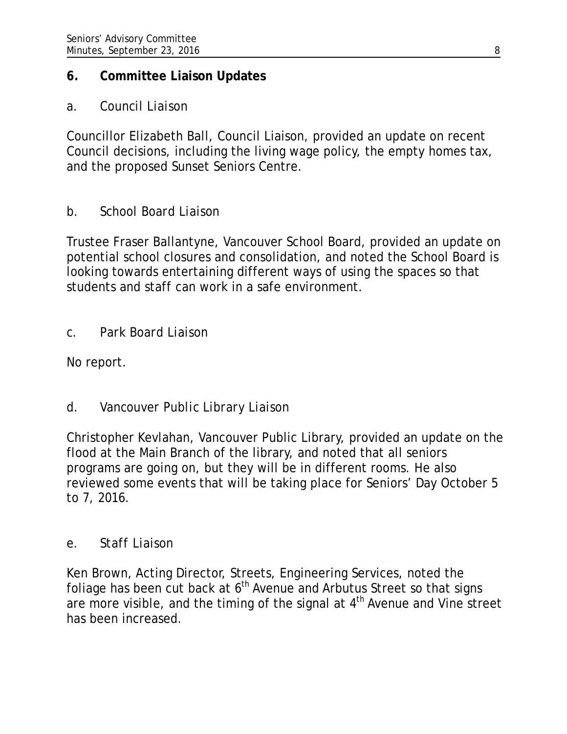## 6. Committee Liaison Updates

a. Council Liaison

Councillor Elizabeth Ball, Council Liaison, provided an update on recent Council decisions, including the living wage policy, the empty homes tax, and the proposed Sunset Seniors Centre.

b. School Board Liaison

Trustee Fraser Ballantyne, Vancouver School Board, provided an update on potential school closures and consolidation, and noted the School Board is looking towards entertaining different ways of using the spaces so that students and staff can work in a safe environment.

c. Park Board Liaison

No report.

d. Vancouver Public Library Liaison

Christopher Kevlahan, Vancouver Public Library, provided an update on the flood at the Main Branch of the library, and noted that all seniors programs are going on, but they will be in different rooms. He also reviewed some events that will be taking place for Seniors' Day October 5 to 7, 2016.

e. Staff Liaison

Ken Brown, Acting Director, Streets, Engineering Services, noted the foliage has been cut back at 6th Avenue and Arbutus Street so that signs are more visible, and the timing of the signal at 4th Avenue and Vine street has been increased.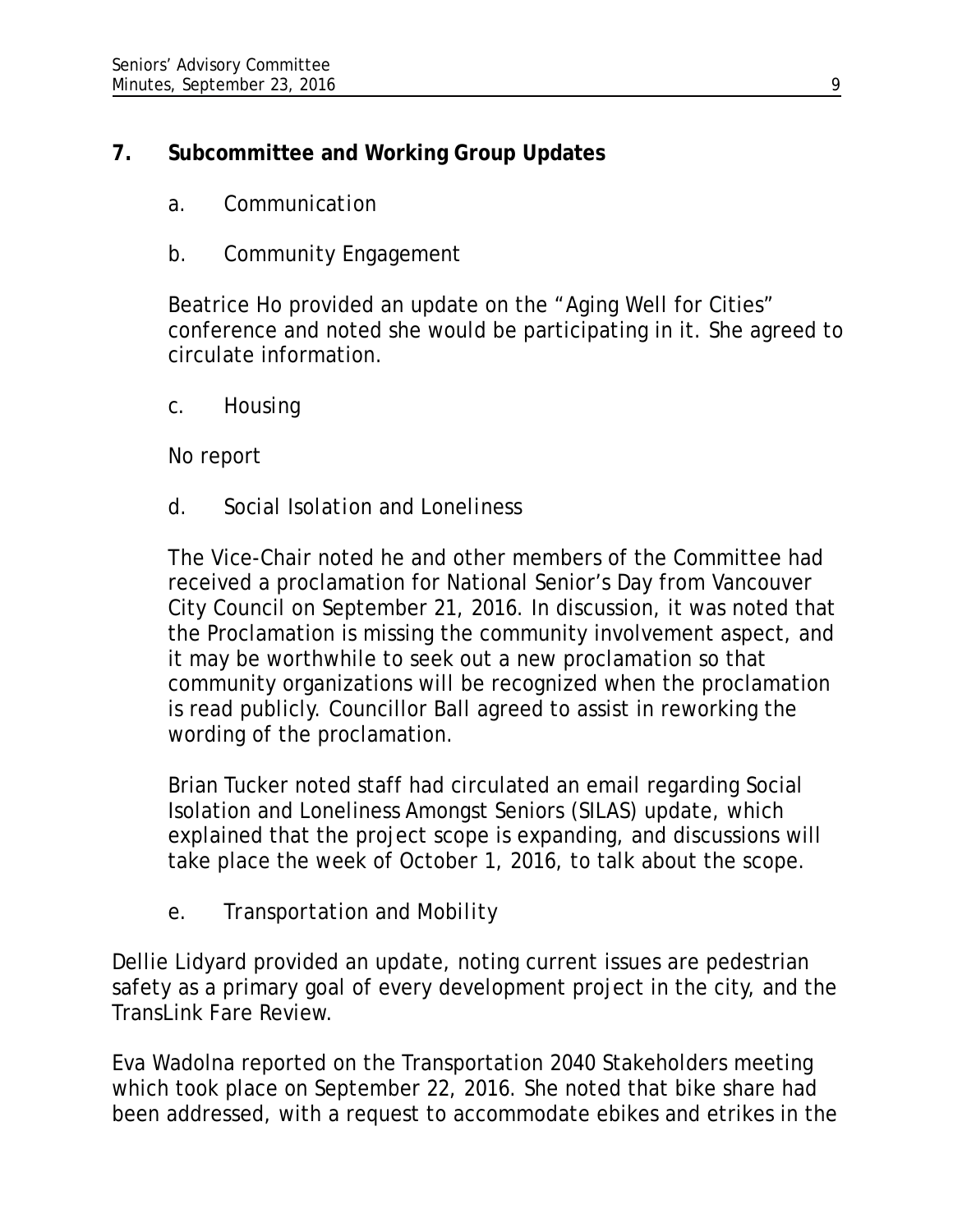## 7. Subcommittee and Working Group Updates

a. *Communication*

b. *Community Engagement*

Beatrice Ho provided an update on the "Aging Well for Cities" conference and noted she would be participating in it. She agreed to circulate information.

c. *Housing*

No report

d. *Social Isolation and Loneliness*

The Vice-Chair noted he and other members of the Committee had received a proclamation for National Senior's Day from Vancouver City Council on September 21, 2016. In discussion, it was noted that the Proclamation is missing the community involvement aspect, and it may be worthwhile to seek out a new proclamation so that community organizations will be recognized when the proclamation is read publicly. Councillor Ball agreed to assist in reworking the wording of the proclamation.

Brian Tucker noted staff had circulated an email regarding Social Isolation and Loneliness Amongst Seniors (SILAS) update, which explained that the project scope is expanding, and discussions will take place the week of October 1, 2016, to talk about the scope.

e. *Transportation and Mobility*

Dellie Lidyard provided an update, noting current issues are pedestrian safety as a primary goal of every development project in the city, and the TransLink Fare Review.

Eva Wadolna reported on the Transportation 2040 Stakeholders meeting which took place on September 22, 2016. She noted that bike share had been addressed, with a request to accommodate ebikes and etrikes in the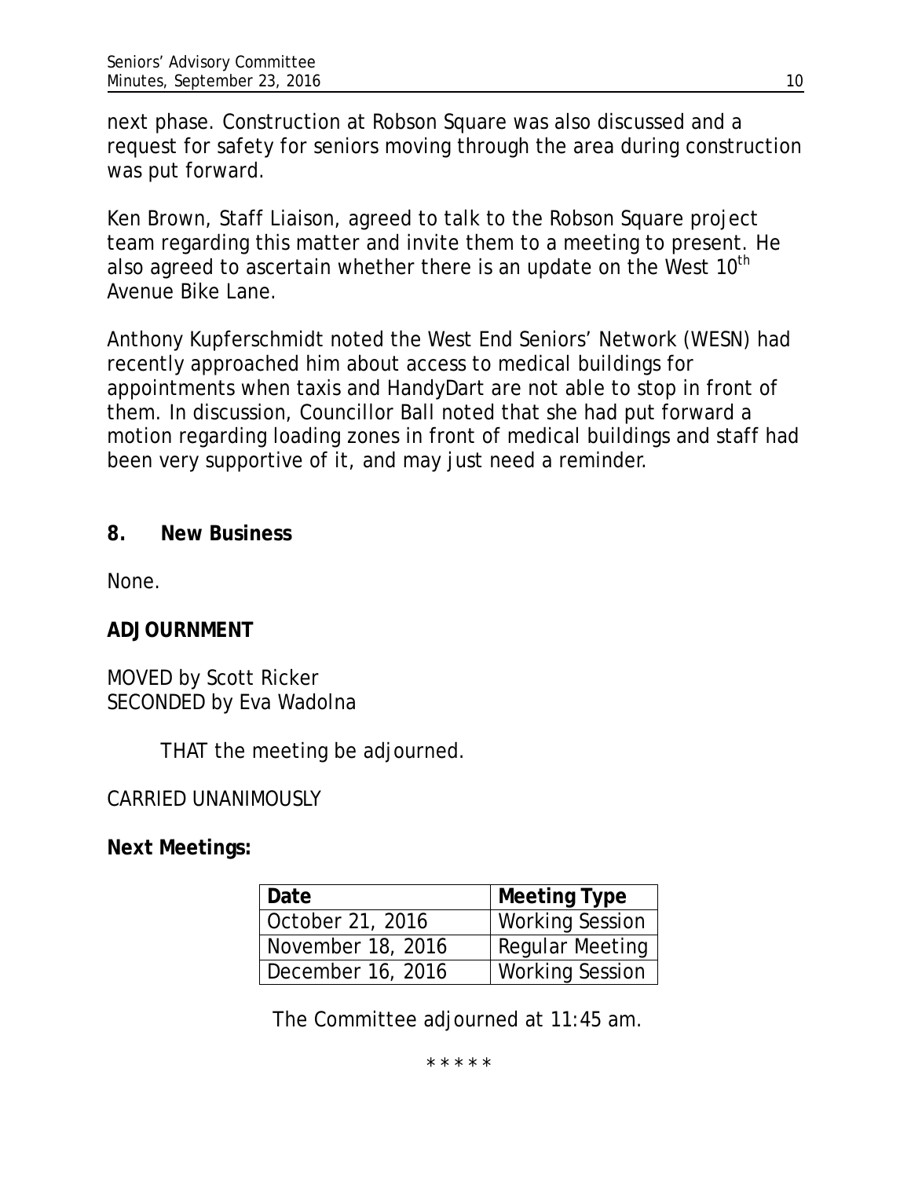next phase. Construction at Robson Square was also discussed and a request for safety for seniors moving through the area during construction was put forward.

Ken Brown, Staff Liaison, agreed to talk to the Robson Square project team regarding this matter and invite them to a meeting to present. He also agreed to ascertain whether there is an update on the West 10th Avenue Bike Lane.

Anthony Kupferschmidt noted the West End Seniors' Network (WESN) had recently approached him about access to medical buildings for appointments when taxis and HandyDart are not able to stop in front of them. In discussion, Councillor Ball noted that she had put forward a motion regarding loading zones in front of medical buildings and staff had been very supportive of it, and may just need a reminder.

## 8. New Business

None.

## ADJOURNMENT

MOVED by Scott Ricker
SECONDED by Eva Wadolna

THAT the meeting be adjourned.

CARRIED UNANIMOUSLY

**Next Meetings:**

| Date | Meeting Type |
|---|---|
| October 21, 2016 | Working Session |
| November 18, 2016 | Regular Meeting |
| December 16, 2016 | Working Session |

The Committee adjourned at 11:45 am.

* * * * *